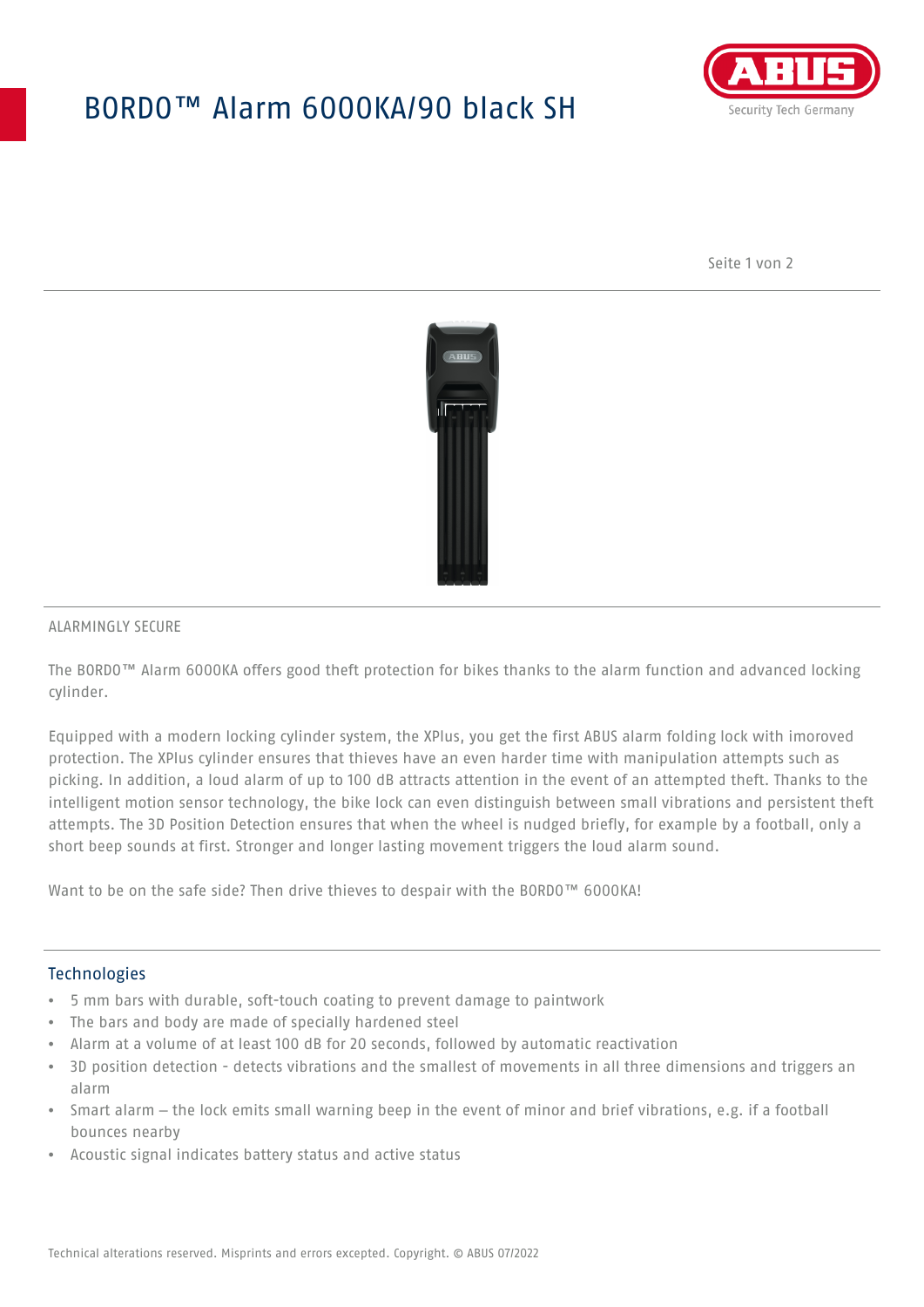# BORDO™ Alarm 6000KA/90 black SH

ALARMINGLY SECURE

The BORDO™ Alarm 6000KA offers good theft protection for bikes thanks to the alarm function and advanced locking cylinder.

Equipped with a modern locking cylinder system, the XPlus, you get the first ABUS alarm folding lock with imoroved protection. The XPlus cylinder ensures that thieves have an even harder time with manipulation attempts such as picking. In addition, a loud alarm of up to 100 dB attracts attention in the event of an attempted theft. Thanks to the intelligent motion sensor technology, the bike lock can even distinguish between small vibrations and persistent theft attempts. The 3D Position Detection ensures that when the wheel is nudged briefly, for example by a football, only a short beep sounds at first. Stronger and longer lasting movement triggers the loud alarm sound.

Want to be on the safe side? Then drive thieves to despair with the BORDO™ 6000KA!

## Technologies

- 5 mm bars with durable, soft-touch coating to prevent damage to paintwork
- The bars and body are made of specially hardened steel
- Alarm at a volume of at least 100 dB for 20 seconds, followed by automatic reactivation
- 3D position detection - detects vibrations and the smallest of movements in all three dimensions and triggers an alarm
- Smart alarm – the lock emits small warning beep in the event of minor and brief vibrations, e.g. if a football bounces nearby
- Acoustic signal indicates battery status and active status

Technical alterations reserved. Misprints and errors excepted. Copyright. © ABUS 07/2022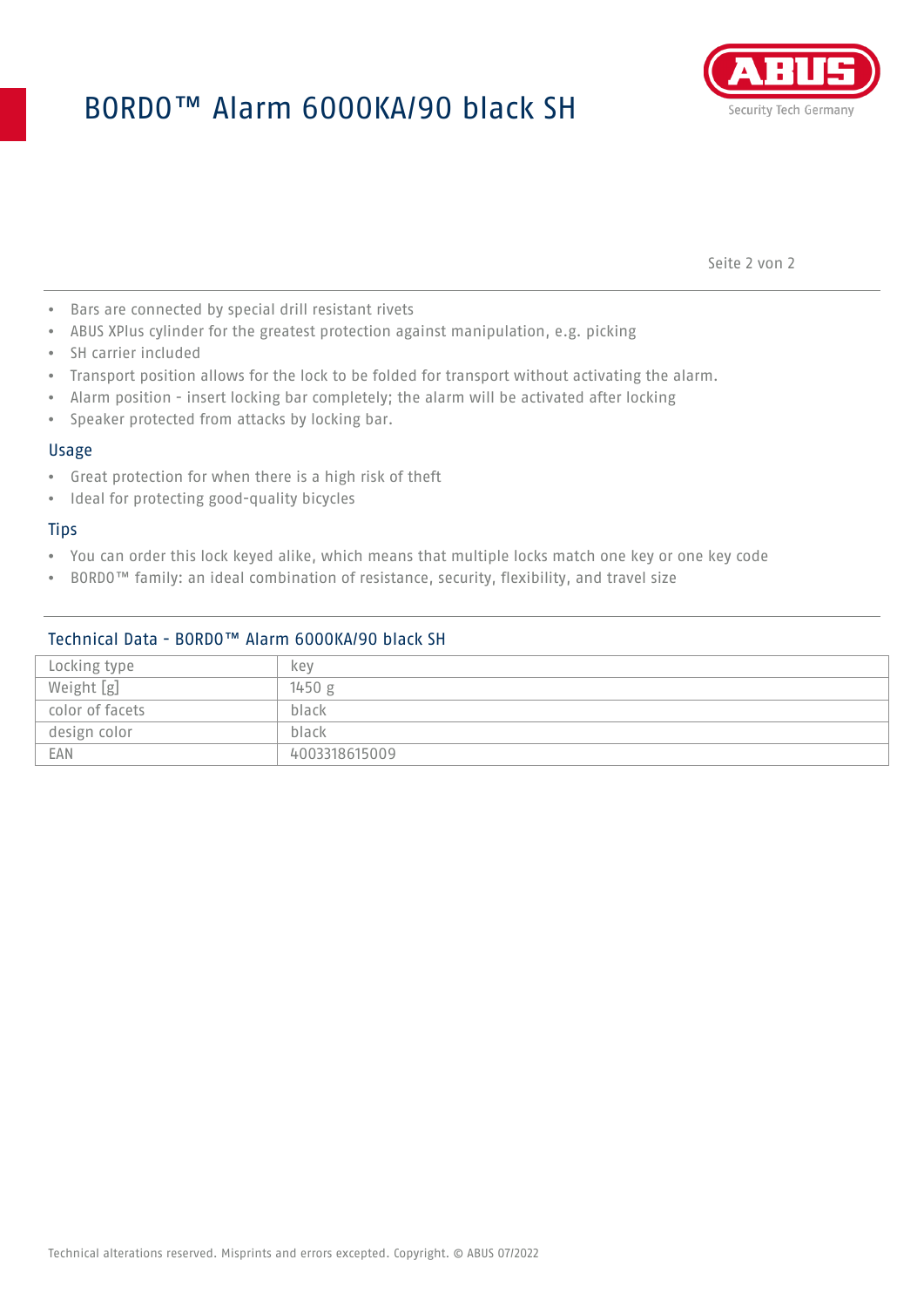- Bars are connected by special drill resistant rivets
- ABUS XPlus cylinder for the greatest protection against manipulation, e.g. picking
- SH carrier included
- Transport position allows for the lock to be folded for transport without activating the alarm.
- Alarm position - insert locking bar completely; the alarm will be activated after locking
- Speaker protected from attacks by locking bar.

## Usage

- Great protection for when there is a high risk of theft
- Ideal for protecting good-quality bicycles

## Tips

- You can order this lock keyed alike, which means that multiple locks match one key or one key code
- BORDO™ family: an ideal combination of resistance, security, flexibility, and travel size

## Technical Data - BORDO™ Alarm 6000KA/90 black SH

| | |
|---|---|
| Locking type | key |
| Weight [g] | 1450 g |
| color of facets | black |
| design color | black |
| EAN | 4003318615009 |

Technical alterations reserved. Misprints and errors excepted. Copyright. © ABUS 07/2022